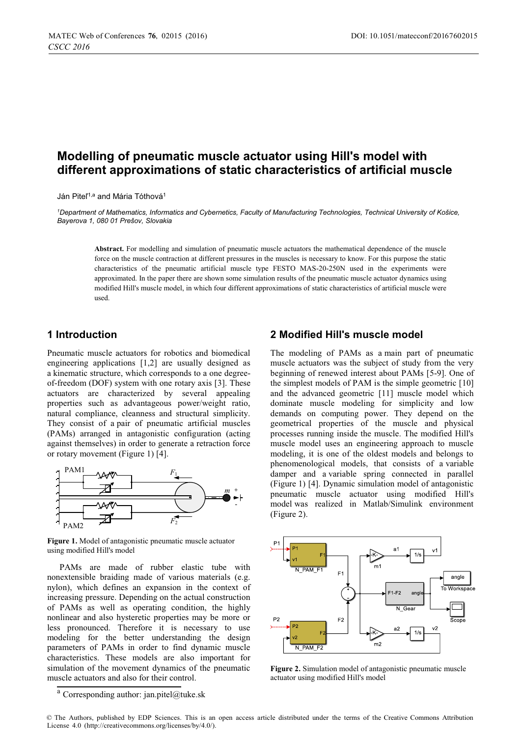# Modelling of pneumatic muscle actuator using Hill's model with different approximations of static characteristics of artificial muscle

Ján Piteľ[1,a] and Mária Tóthová[1]

[1]*Department of Mathematics, Informatics and Cybernetics, Faculty of Manufacturing Technologies, Technical University of Košice, Bayerova 1, 080 01 Prešov, Slovakia*

**Abstract.** For modelling and simulation of pneumatic muscle actuators the mathematical dependence of the muscle force on the muscle contraction at different pressures in the muscles is necessary to know. For this purpose the static characteristics of the pneumatic artificial muscle type FESTO MAS-20-250N used in the experiments were approximated. In the paper there are shown some simulation results of the pneumatic muscle actuator dynamics using modified Hill's muscle model, in which four different approximations of static characteristics of artificial muscle were used.

## 1 Introduction

Pneumatic muscle actuators for robotics and biomedical engineering applications [1,2] are usually designed as a kinematic structure, which corresponds to a one degree-of-freedom (DOF) system with one rotary axis [3]. These actuators are characterized by several appealing properties such as advantageous power/weight ratio, natural compliance, cleanness and structural simplicity. They consist of a pair of pneumatic artificial muscles (PAMs) arranged in antagonistic configuration (acting against themselves) in order to generate a retraction force or rotary movement (Figure 1) [4].

**Figure 1.** Model of antagonistic pneumatic muscle actuator using modified Hill's model

PAMs are made of rubber elastic tube with nonextensible braiding made of various materials (e.g. nylon), which defines an expansion in the context of increasing pressure. Depending on the actual construction of PAMs as well as operating condition, the highly nonlinear and also hysteretic properties may be more or less pronounced. Therefore it is necessary to use modeling for the better understanding the design parameters of PAMs in order to find dynamic muscle characteristics. These models are also important for simulation of the movement dynamics of the pneumatic muscle actuators and also for their control.

## 2 Modified Hill's muscle model

The modeling of PAMs as a main part of pneumatic muscle actuators was the subject of study from the very beginning of renewed interest about PAMs [5-9]. One of the simplest models of PAM is the simple geometric [10] and the advanced geometric [11] muscle model which dominate muscle modeling for simplicity and low demands on computing power. They depend on the geometrical properties of the muscle and physical processes running inside the muscle. The modified Hill's muscle model uses an engineering approach to muscle modeling, it is one of the oldest models and belongs to phenomenological models, that consists of a variable damper and a variable spring connected in parallel (Figure 1) [4]. Dynamic simulation model of antagonistic pneumatic muscle actuator using modified Hill's model was realized in Matlab/Simulink environment (Figure 2).

**Figure 2.** Simulation model of antagonistic pneumatic muscle actuator using modified Hill's model

[a] Corresponding author: jan.pitel@tuke.sk

© The Authors, published by EDP Sciences. This is an open access article distributed under the terms of the Creative Commons Attribution License 4.0 (http://creativecommons.org/licenses/by/4.0/).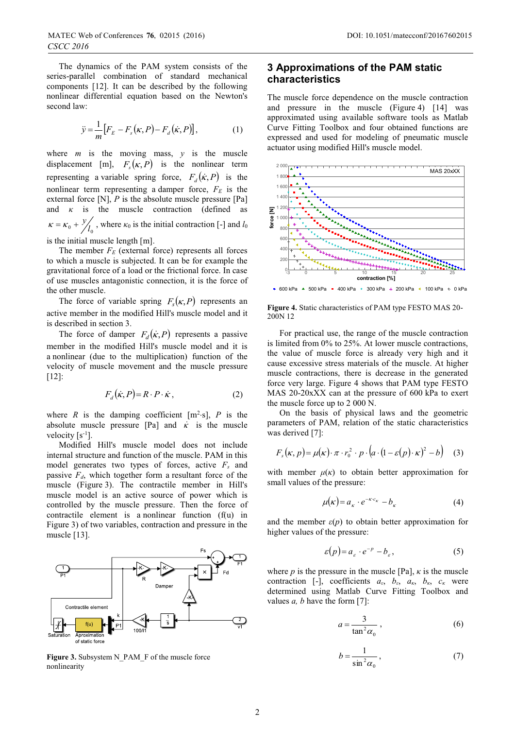The dynamics of the PAM system consists of the series-parallel combination of standard mechanical components [12]. It can be described by the following nonlinear differential equation based on the Newton's second law:

$$\ddot{y} = \frac{1}{m}\left[F_E - F_s(\kappa, P) - F_d(\dot{\kappa}, P)\right], \tag{1}$$

where $m$ is the moving mass, $y$ is the muscle displacement [m], $F_s(\kappa, P)$ is the nonlinear term representing a variable spring force, $F_d(\dot{\kappa}, P)$ is the nonlinear term representing a damper force, $F_E$ is the external force [N], $P$ is the absolute muscle pressure [Pa] and $\kappa$ is the muscle contraction (defined as $\kappa = \kappa_0 + y/l_0$, where $\kappa_0$ is the initial contraction [-] and $l_0$ is the initial muscle length [m].

The member $F_E$ (external force) represents all forces to which a muscle is subjected. It can be for example the gravitational force of a load or the frictional force. In case of use muscles antagonistic connection, it is the force of the other muscle.

The force of variable spring $F_s(\kappa, P)$ represents an active member in the modified Hill's muscle model and it is described in section 3.

The force of damper $F_d(\dot{\kappa}, P)$ represents a passive member in the modified Hill's muscle model and it is a nonlinear (due to the multiplication) function of the velocity of muscle movement and the muscle pressure [12]:

$$F_d(\dot{\kappa}, P) = R \cdot P \cdot \dot{\kappa}, \tag{2}$$

where $R$ is the damping coefficient [$m^2 \cdot s$], $P$ is the absolute muscle pressure [Pa] and $\dot{\kappa}$ is the muscle velocity [$s^{-1}$].

Modified Hill's muscle model does not include internal structure and function of the muscle. PAM in this model generates two types of forces, active $F_s$ and passive $F_d$, which together form a resultant force of the muscle (Figure 3). The contractile member in Hill's muscle model is an active source of power which is controlled by the muscle pressure. Then the force of contractile element is a nonlinear function (f(u) in Figure 3) of two variables, contraction and pressure in the muscle [13].

**Figure 3.** Subsystem N_PAM_F of the muscle force nonlinearity

## 3 Approximations of the PAM static characteristics

The muscle force dependence on the muscle contraction and pressure in the muscle (Figure 4) [14] was approximated using available software tools as Matlab Curve Fitting Toolbox and four obtained functions are expressed and used for modeling of pneumatic muscle actuator using modified Hill's muscle model.

**Figure 4.** Static characteristics of PAM type FESTO MAS 20-200N 12

For practical use, the range of the muscle contraction is limited from 0% to 25%. At lower muscle contractions, the value of muscle force is already very high and it cause excessive stress materials of the muscle. At higher muscle contractions, there is decrease in the generated force very large. Figure 4 shows that PAM type FESTO MAS 20-20xXX can at the pressure of 600 kPa to exert the muscle force up to 2 000 N.

On the basis of physical laws and the geometric parameters of PAM, relation of the static characteristics was derived [7]:

$$F_s(\kappa, p) = \mu(\kappa) \cdot \pi \cdot r_0^2 \cdot p \cdot \left(a \cdot (1 - \varepsilon(p) \cdot \kappa)^2 - b\right) \tag{3}$$

with member $\mu(\kappa)$ to obtain better approximation for small values of the pressure:

$$\mu(\kappa) = a_\kappa \cdot e^{-\kappa \cdot c_\kappa} - b_\kappa \tag{4}$$

and the member $\varepsilon(p)$ to obtain better approximation for higher values of the pressure:

$$\varepsilon(p) = a_\varepsilon \cdot e^{-p} - b_\varepsilon, \tag{5}$$

where $p$ is the pressure in the muscle [Pa], $\kappa$ is the muscle contraction [-], coefficients $a_\varepsilon$, $b_\varepsilon$, $a_\kappa$, $b_\kappa$, $c_\kappa$ were determined using Matlab Curve Fitting Toolbox and values $a$, $b$ have the form [7]:

$$a = \frac{3}{\tan^2 \alpha_0}, \tag{6}$$

$$b = \frac{1}{\sin^2 \alpha_0}, \tag{7}$$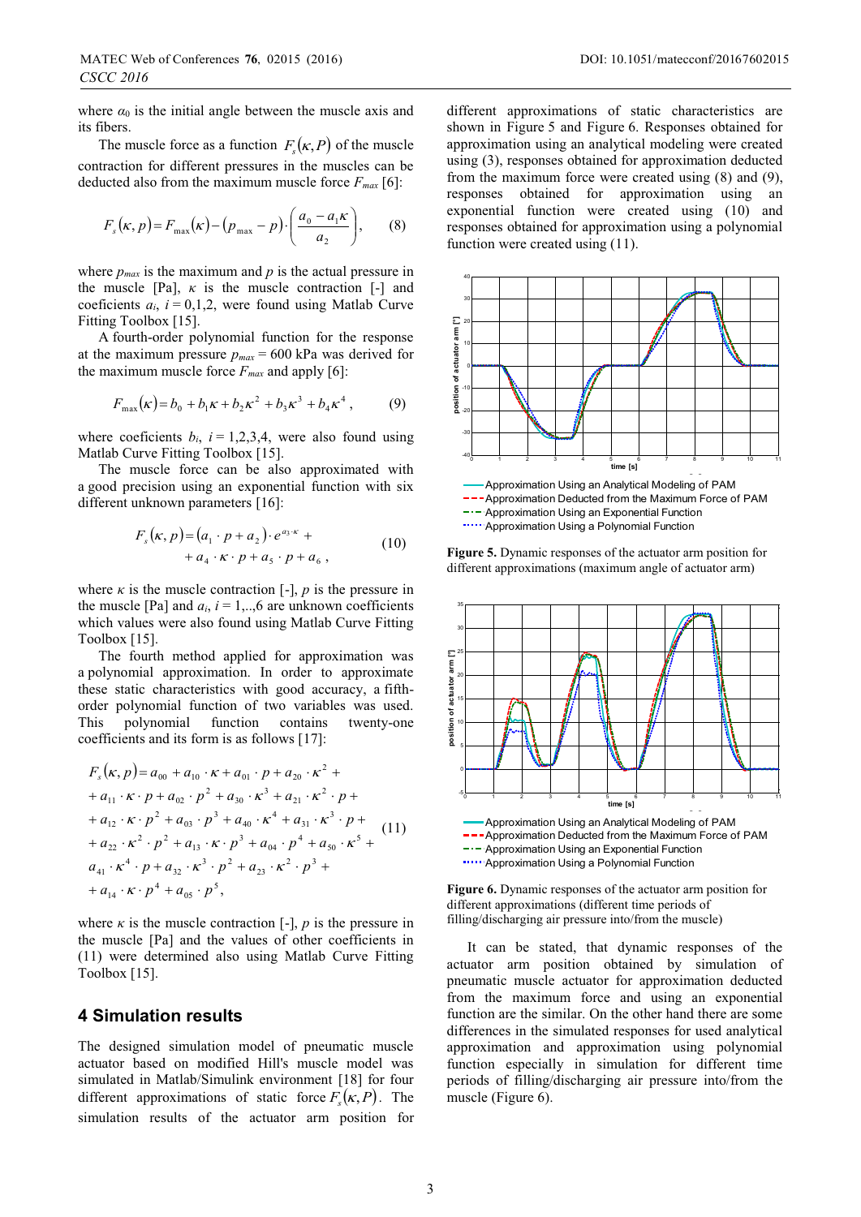where $\alpha_0$ is the initial angle between the muscle axis and its fibers.

The muscle force as a function $F_s(\kappa, P)$ of the muscle contraction for different pressures in the muscles can be deducted also from the maximum muscle force $F_{max}$ [6]:

$$F_s(\kappa, p) = F_{\max}(\kappa) - (p_{\max} - p) \cdot \left( \frac{a_0 - a_1 \kappa}{a_2} \right), \qquad (8)$$

where $p_{max}$ is the maximum and $p$ is the actual pressure in the muscle [Pa], $\kappa$ is the muscle contraction [-] and coeficients $a_i$, $i = 0,1,2$, were found using Matlab Curve Fitting Toolbox [15].

A fourth-order polynomial function for the response at the maximum pressure $p_{max} = 600$ kPa was derived for the maximum muscle force $F_{max}$ and apply [6]:

$$F_{\max}(\kappa) = b_0 + b_1 \kappa + b_2 \kappa^2 + b_3 \kappa^3 + b_4 \kappa^4 , \qquad (9)$$

where coeficients $b_i$, $i = 1,2,3,4$, were also found using Matlab Curve Fitting Toolbox [15].

The muscle force can be also approximated with a good precision using an exponential function with six different unknown parameters [16]:

$$F_s(\kappa, p) = (a_1 \cdot p + a_2) \cdot e^{a_3 \cdot \kappa} + a_4 \cdot \kappa \cdot p + a_5 \cdot p + a_6 , \qquad (10)$$

where $\kappa$ is the muscle contraction [-], $p$ is the pressure in the muscle [Pa] and $a_i$, $i = 1,..,6$ are unknown coefficients which values were also found using Matlab Curve Fitting Toolbox [15].

The fourth method applied for approximation was a polynomial approximation. In order to approximate these static characteristics with good accuracy, a fifth-order polynomial function of two variables was used. This polynomial function contains twenty-one coefficients and its form is as follows [17]:

$$\begin{aligned}
F_s(\kappa, p) &= a_{00} + a_{10} \cdot \kappa + a_{01} \cdot p + a_{20} \cdot \kappa^2 + \\
&+ a_{11} \cdot \kappa \cdot p + a_{02} \cdot p^2 + a_{30} \cdot \kappa^3 + a_{21} \cdot \kappa^2 \cdot p + \\
&+ a_{12} \cdot \kappa \cdot p^2 + a_{03} \cdot p^3 + a_{40} \cdot \kappa^4 + a_{31} \cdot \kappa^3 \cdot p + \\
&+ a_{22} \cdot \kappa^2 \cdot p^2 + a_{13} \cdot \kappa \cdot p^3 + a_{04} \cdot p^4 + a_{50} \cdot \kappa^5 + \\
&a_{41} \cdot \kappa^4 \cdot p + a_{32} \cdot \kappa^3 \cdot p^2 + a_{23} \cdot \kappa^2 \cdot p^3 + \\
&+ a_{14} \cdot \kappa \cdot p^4 + a_{05} \cdot p^5 ,
\end{aligned} \qquad (11)$$

where $\kappa$ is the muscle contraction [-], $p$ is the pressure in the muscle [Pa] and the values of other coefficients in (11) were determined also using Matlab Curve Fitting Toolbox [15].

## 4 Simulation results

The designed simulation model of pneumatic muscle actuator based on modified Hill's muscle model was simulated in Matlab/Simulink environment [18] for four different approximations of static force $F_s(\kappa, P)$. The simulation results of the actuator arm position for different approximations of static characteristics are shown in Figure 5 and Figure 6. Responses obtained for approximation using an analytical modeling were created using (3), responses obtained for approximation deducted from the maximum force were created using (8) and (9), responses obtained for approximation using an exponential function were created using (10) and responses obtained for approximation using a polynomial function were created using (11).

**Figure 5.** Dynamic responses of the actuator arm position for different approximations (maximum angle of actuator arm)

**Figure 6.** Dynamic responses of the actuator arm position for different approximations (different time periods of filling/discharging air pressure into/from the muscle)

It can be stated, that dynamic responses of the actuator arm position obtained by simulation of pneumatic muscle actuator for approximation deducted from the maximum force and using an exponential function are the similar. On the other hand there are some differences in the simulated responses for used analytical approximation and approximation using polynomial function especially in simulation for different time periods of filling/discharging air pressure into/from the muscle (Figure 6).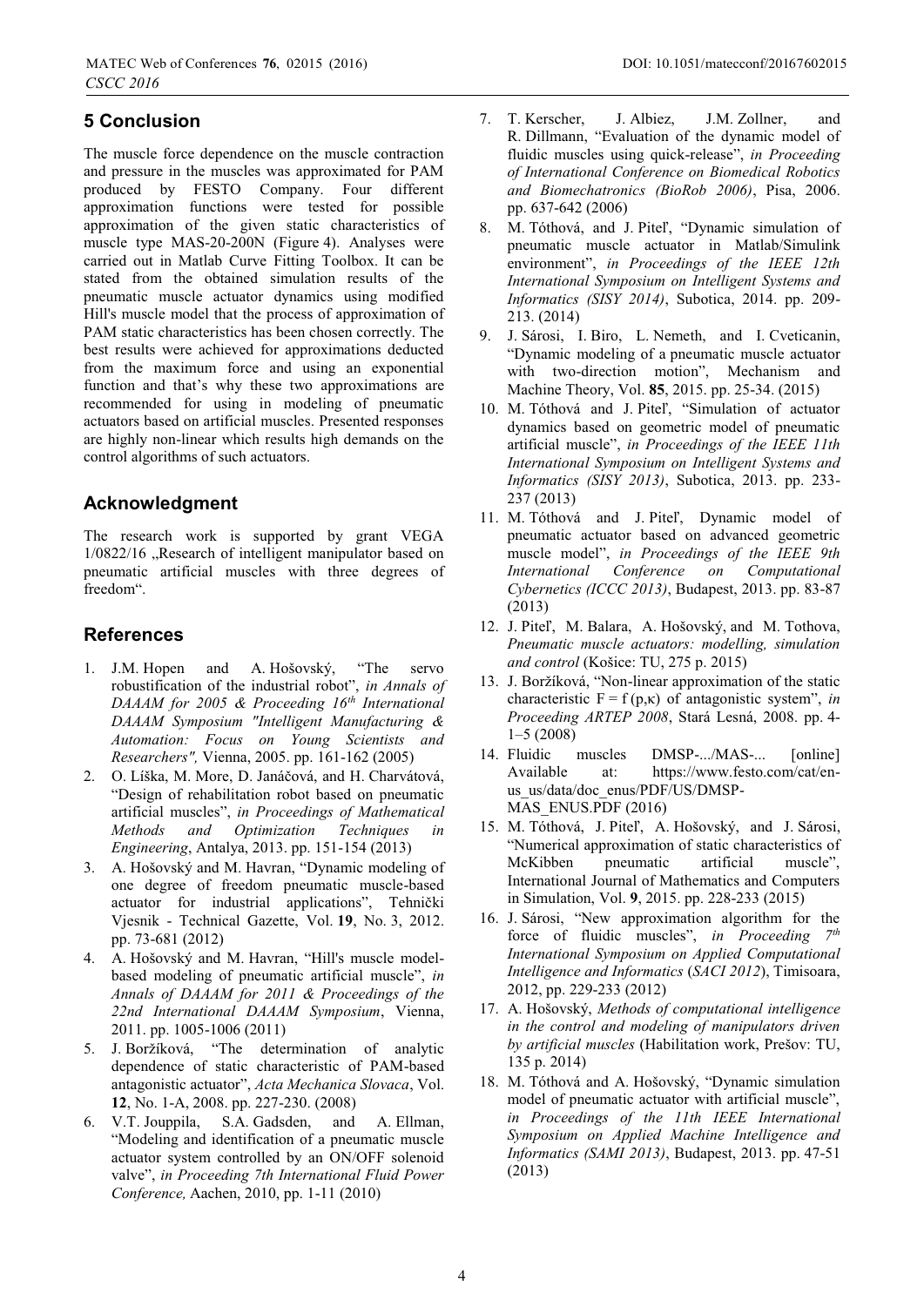## 5 Conclusion

The muscle force dependence on the muscle contraction and pressure in the muscles was approximated for PAM produced by FESTO Company. Four different approximation functions were tested for possible approximation of the given static characteristics of muscle type MAS-20-200N (Figure 4). Analyses were carried out in Matlab Curve Fitting Toolbox. It can be stated from the obtained simulation results of the pneumatic muscle actuator dynamics using modified Hill's muscle model that the process of approximation of PAM static characteristics has been chosen correctly. The best results were achieved for approximations deducted from the maximum force and using an exponential function and that's why these two approximations are recommended for using in modeling of pneumatic actuators based on artificial muscles. Presented responses are highly non-linear which results high demands on the control algorithms of such actuators.

## Acknowledgment

The research work is supported by grant VEGA 1/0822/16 „Research of intelligent manipulator based on pneumatic artificial muscles with three degrees of freedom".

## References

1. J.M. Hopen and A. Hošovský, "The servo robustification of the industrial robot", *in Annals of DAAAM for 2005 & Proceeding 16th International DAAAM Symposium "Intelligent Manufacturing & Automation: Focus on Young Scientists and Researchers",* Vienna, 2005. pp. 161-162 (2005)
2. O. Líška, M. More, D. Janáčová, and H. Charvátová, "Design of rehabilitation robot based on pneumatic artificial muscles", *in Proceedings of Mathematical Methods and Optimization Techniques in Engineering*, Antalya, 2013. pp. 151-154 (2013)
3. A. Hošovský and M. Havran, "Dynamic modeling of one degree of freedom pneumatic muscle-based actuator for industrial applications", Tehnički Vjesnik - Technical Gazette, Vol. **19**, No. 3, 2012. pp. 73-681 (2012)
4. A. Hošovský and M. Havran, "Hill's muscle model-based modeling of pneumatic artificial muscle", *in Annals of DAAAM for 2011 & Proceedings of the 22nd International DAAAM Symposium*, Vienna, 2011. pp. 1005-1006 (2011)
5. J. Boržíková, "The determination of analytic dependence of static characteristic of PAM-based antagonistic actuator", *Acta Mechanica Slovaca*, Vol. **12**, No. 1-A, 2008. pp. 227-230. (2008)
6. V.T. Jouppila, S.A. Gadsden, and A. Ellman, "Modeling and identification of a pneumatic muscle actuator system controlled by an ON/OFF solenoid valve", *in Proceeding 7th International Fluid Power Conference,* Aachen, 2010, pp. 1-11 (2010)
7. T. Kerscher, J. Albiez, J.M. Zollner, and R. Dillmann, "Evaluation of the dynamic model of fluidic muscles using quick-release", *in Proceeding of International Conference on Biomedical Robotics and Biomechatronics (BioRob 2006)*, Pisa, 2006. pp. 637-642 (2006)
8. M. Tóthová, and J. Piteľ, "Dynamic simulation of pneumatic muscle actuator in Matlab/Simulink environment", *in Proceedings of the IEEE 12th International Symposium on Intelligent Systems and Informatics (SISY 2014)*, Subotica, 2014. pp. 209-213. (2014)
9. J. Sárosi, I. Biro, L. Nemeth, and I. Cveticanin, "Dynamic modeling of a pneumatic muscle actuator with two-direction motion", Mechanism and Machine Theory, Vol. **85**, 2015. pp. 25-34. (2015)
10. M. Tóthová and J. Piteľ, "Simulation of actuator dynamics based on geometric model of pneumatic artificial muscle", *in Proceedings of the IEEE 11th International Symposium on Intelligent Systems and Informatics (SISY 2013)*, Subotica, 2013. pp. 233-237 (2013)
11. M. Tóthová and J. Piteľ, Dynamic model of pneumatic actuator based on advanced geometric muscle model", *in Proceedings of the IEEE 9th International Conference on Computational Cybernetics (ICCC 2013)*, Budapest, 2013. pp. 83-87 (2013)
12. J. Piteľ, M. Balara, A. Hošovský, and M. Tothova, *Pneumatic muscle actuators: modelling, simulation and control* (Košice: TU, 275 p. 2015)
13. J. Boržíková, "Non-linear approximation of the static characteristic $F = f(p,\kappa)$ of antagonistic system", *in Proceeding ARTEP 2008*, Stará Lesná, 2008. pp. 4-1–5 (2008)
14. Fluidic muscles DMSP-.../MAS-... [online] Available at: https://www.festo.com/cat/en-us_us/data/doc_enus/PDF/US/DMSP-MAS_ENUS.PDF (2016)
15. M. Tóthová, J. Piteľ, A. Hošovský, and J. Sárosi, "Numerical approximation of static characteristics of McKibben pneumatic artificial muscle", International Journal of Mathematics and Computers in Simulation, Vol. **9**, 2015. pp. 228-233 (2015)
16. J. Sárosi, "New approximation algorithm for the force of fluidic muscles", *in Proceeding 7th International Symposium on Applied Computational Intelligence and Informatics* (*SACI 2012*), Timisoara, 2012, pp. 229-233 (2012)
17. A. Hošovský, *Methods of computational intelligence in the control and modeling of manipulators driven by artificial muscles* (Habilitation work, Prešov: TU, 135 p. 2014)
18. M. Tóthová and A. Hošovský, "Dynamic simulation model of pneumatic actuator with artificial muscle", *in Proceedings of the 11th IEEE International Symposium on Applied Machine Intelligence and Informatics (SAMI 2013)*, Budapest, 2013. pp. 47-51 (2013)